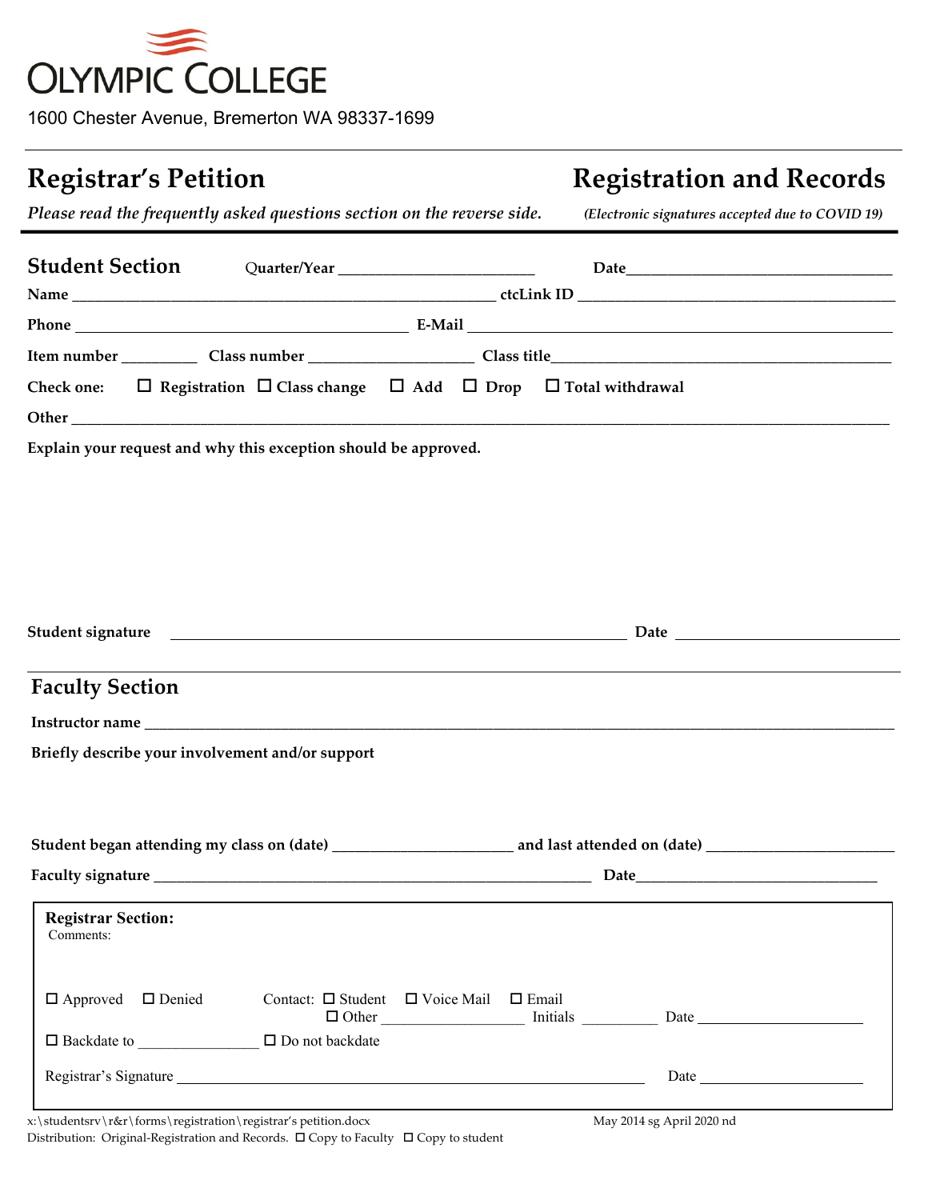# OLYMPIC COLLEGE

1600 Chester Avenue, Bremerton WA 98337-1699

## Registrar's Petition

*Please read the frequently asked questions section on the reverse side.*

## Registration and Records

*(Electronic signatures accepted due to COVID 19)*

## Student Section

Quarter/Year ________________________ Date ________________________________

**Name** ______________________________________________ **ctcLink ID** ______________________________________

**Phone** ______________________________________ **E-Mail** __________________________________________________

**Item number** _________ **Class number** ____________________ **Class title** ___________________________________________

**Check one:** ☐ Registration ☐ Class change ☐ Add ☐ Drop ☐ Total withdrawal

**Other** ______________________________________________________________________________________________

**Explain your request and why this exception should be approved.**

**Student signature** ________________________________________________________ **Date** ___________________________

## Faculty Section

**Instructor name** ______________________________________________________________________________________

**Briefly describe your involvement and/or support**

**Student began attending my class on (date)** ______________________ **and last attended on (date)** _______________________

**Faculty signature** ______________________________________________________ **Date** ______________________________

**Registrar Section:**

Comments:

☐ Approved ☐ Denied

Contact: ☐ Student ☐ Voice Mail ☐ Email
☐ Other __________________ Initials _________ Date _____________________

☐ Backdate to _______________ ☐ Do not backdate

Registrar's Signature ___________________________________________________________ Date ____________________

x:\studentsrv\r&r\forms\registration\registrar's petition.docx May 2014 sg April 2020 nd

Distribution: Original-Registration and Records. ☐ Copy to Faculty ☐ Copy to student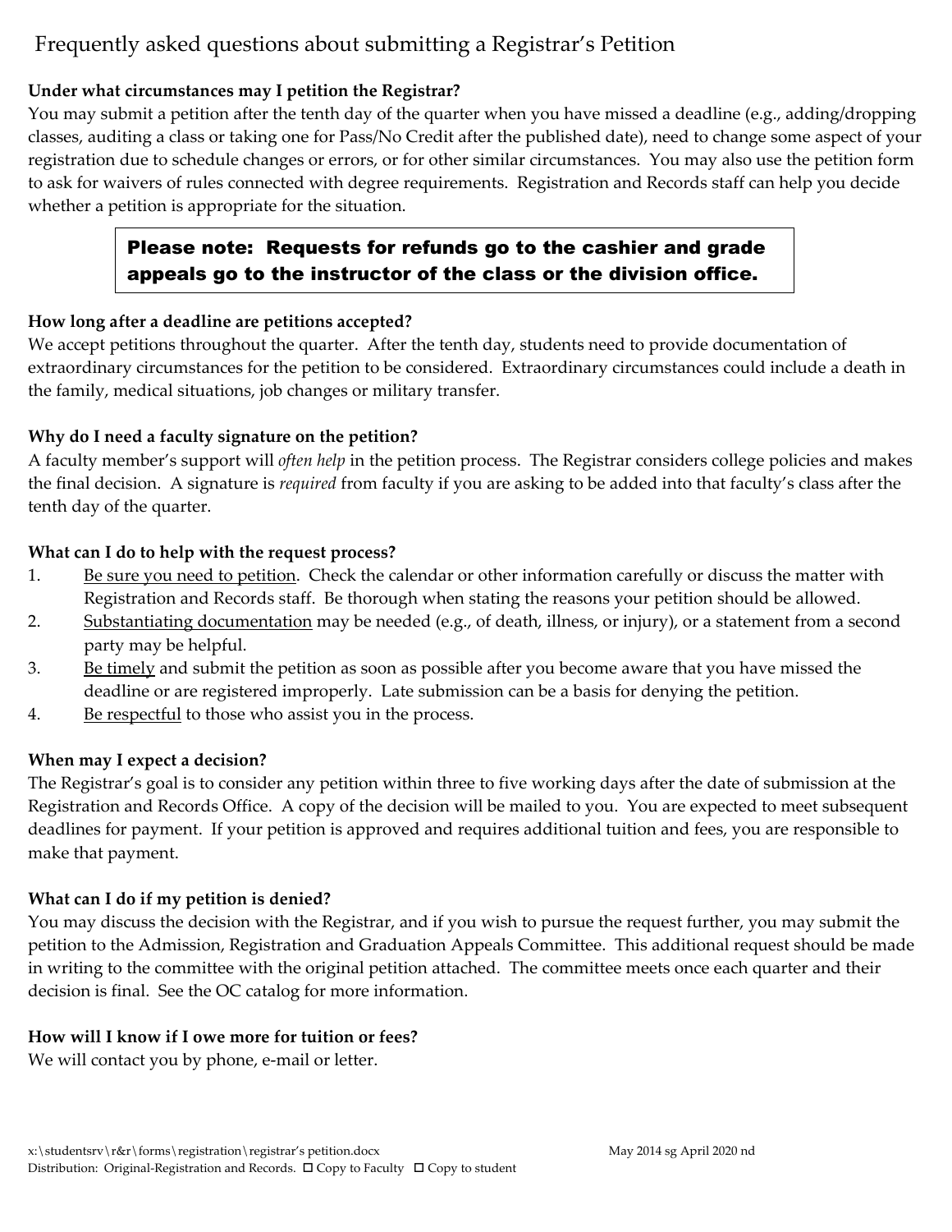# Frequently asked questions about submitting a Registrar's Petition

**Under what circumstances may I petition the Registrar?**
You may submit a petition after the tenth day of the quarter when you have missed a deadline (e.g., adding/dropping classes, auditing a class or taking one for Pass/No Credit after the published date), need to change some aspect of your registration due to schedule changes or errors, or for other similar circumstances. You may also use the petition form to ask for waivers of rules connected with degree requirements. Registration and Records staff can help you decide whether a petition is appropriate for the situation.

> **Please note: Requests for refunds go to the cashier and grade appeals go to the instructor of the class or the division office.**

**How long after a deadline are petitions accepted?**
We accept petitions throughout the quarter. After the tenth day, students need to provide documentation of extraordinary circumstances for the petition to be considered. Extraordinary circumstances could include a death in the family, medical situations, job changes or military transfer.

**Why do I need a faculty signature on the petition?**
A faculty member's support will *often help* in the petition process. The Registrar considers college policies and makes the final decision. A signature is *required* from faculty if you are asking to be added into that faculty's class after the tenth day of the quarter.

**What can I do to help with the request process?**

1. <u>Be sure you need to petition</u>. Check the calendar or other information carefully or discuss the matter with Registration and Records staff. Be thorough when stating the reasons your petition should be allowed.
2. <u>Substantiating documentation</u> may be needed (e.g., of death, illness, or injury), or a statement from a second party may be helpful.
3. <u>Be timely</u> and submit the petition as soon as possible after you become aware that you have missed the deadline or are registered improperly. Late submission can be a basis for denying the petition.
4. <u>Be respectful</u> to those who assist you in the process.

**When may I expect a decision?**
The Registrar's goal is to consider any petition within three to five working days after the date of submission at the Registration and Records Office. A copy of the decision will be mailed to you. You are expected to meet subsequent deadlines for payment. If your petition is approved and requires additional tuition and fees, you are responsible to make that payment.

**What can I do if my petition is denied?**
You may discuss the decision with the Registrar, and if you wish to pursue the request further, you may submit the petition to the Admission, Registration and Graduation Appeals Committee. This additional request should be made in writing to the committee with the original petition attached. The committee meets once each quarter and their decision is final. See the OC catalog for more information.

**How will I know if I owe more for tuition or fees?**
We will contact you by phone, e-mail or letter.

x:\studentsrv\r&r\forms\registration\registrar's petition.docx May 2014 sg April 2020 nd
Distribution: Original-Registration and Records. ☐ Copy to Faculty ☐ Copy to student